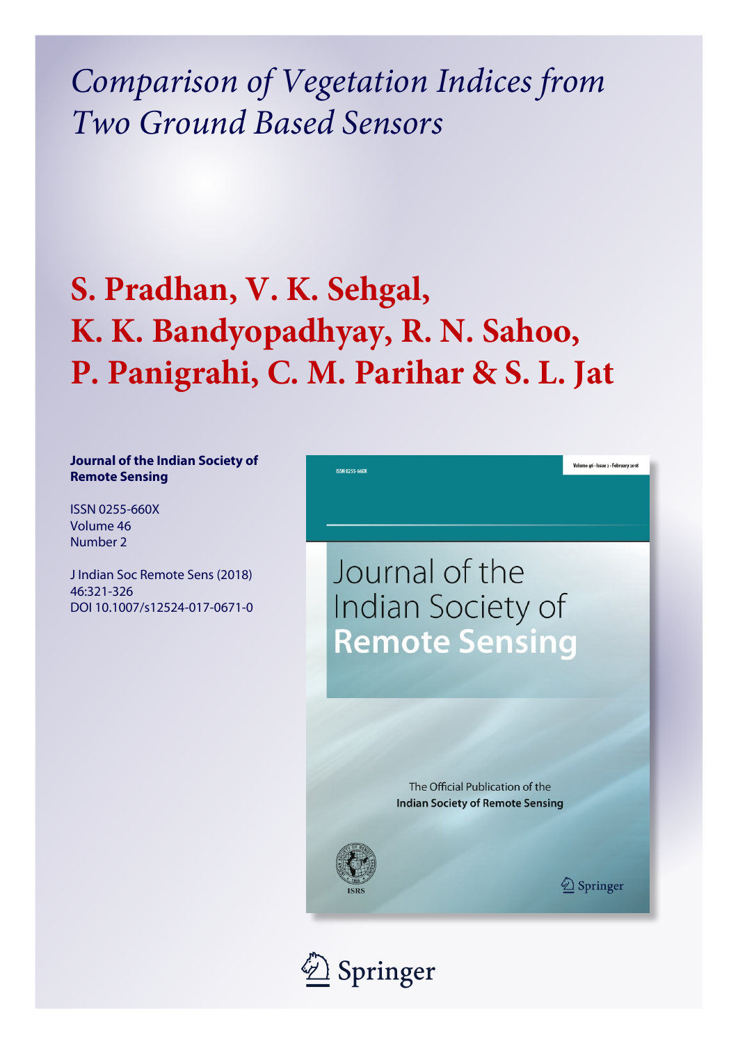# *Comparison of Vegetation Indices from Two Ground Based Sensors*

## S. Pradhan, V. K. Sehgal, K. K. Bandyopadhyay, R. N. Sahoo, P. Panigrahi, C. M. Parihar & S. L. Jat

**Journal of the Indian Society of Remote Sensing**

ISSN 0255-660X
Volume 46
Number 2

J Indian Soc Remote Sens (2018) 46:321-326
DOI 10.1007/s12524-017-0671-0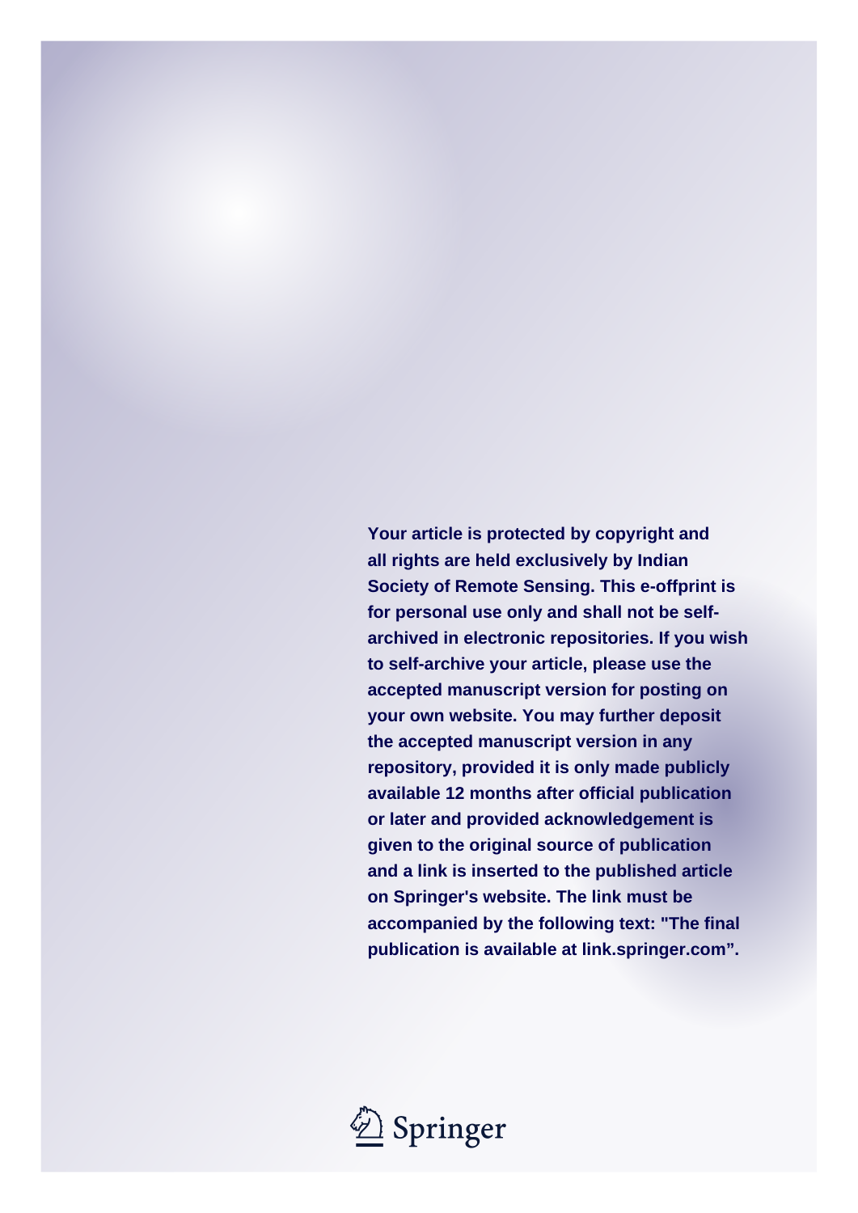**Your article is protected by copyright and all rights are held exclusively by Indian Society of Remote Sensing. This e-offprint is for personal use only and shall not be self-archived in electronic repositories. If you wish to self-archive your article, please use the accepted manuscript version for posting on your own website. You may further deposit the accepted manuscript version in any repository, provided it is only made publicly available 12 months after official publication or later and provided acknowledgement is given to the original source of publication and a link is inserted to the published article on Springer's website. The link must be accompanied by the following text: "The final publication is available at link.springer.com".**

Springer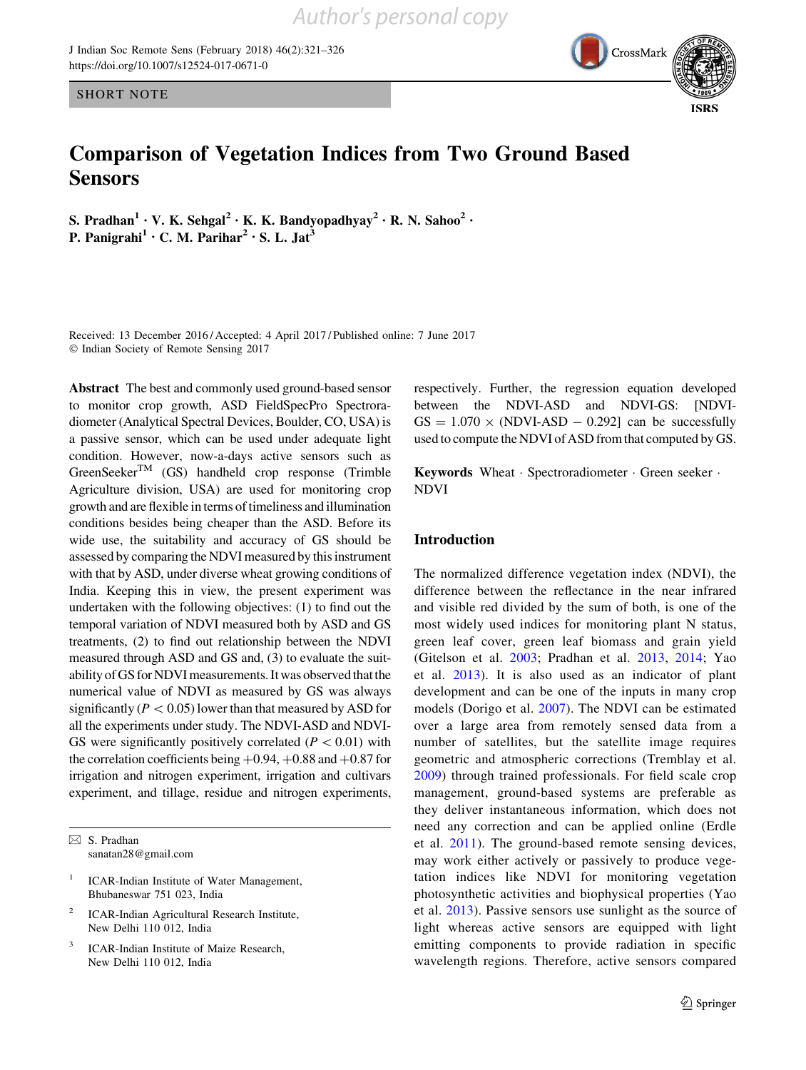# Comparison of Vegetation Indices from Two Ground Based Sensors

S. Pradhan[1] · V. K. Sehgal[2] · K. K. Bandyopadhyay[2] · R. N. Sahoo[2] · P. Panigrahi[1] · C. M. Parihar[2] · S. L. Jat[3]

Received: 13 December 2016 / Accepted: 4 April 2017 / Published online: 7 June 2017
© Indian Society of Remote Sensing 2017

**Abstract** The best and commonly used ground-based sensor to monitor crop growth, ASD FieldSpecPro Spectroradiometer (Analytical Spectral Devices, Boulder, CO, USA) is a passive sensor, which can be used under adequate light condition. However, now-a-days active sensors such as GreenSeeker™ (GS) handheld crop response (Trimble Agriculture division, USA) are used for monitoring crop growth and are flexible in terms of timeliness and illumination conditions besides being cheaper than the ASD. Before its wide use, the suitability and accuracy of GS should be assessed by comparing the NDVI measured by this instrument with that by ASD, under diverse wheat growing conditions of India. Keeping this in view, the present experiment was undertaken with the following objectives: (1) to find out the temporal variation of NDVI measured both by ASD and GS treatments, (2) to find out relationship between the NDVI measured through ASD and GS and, (3) to evaluate the suitability of GS for NDVI measurements. It was observed that the numerical value of NDVI as measured by GS was always significantly ($P < 0.05$) lower than that measured by ASD for all the experiments under study. The NDVI-ASD and NDVI-GS were significantly positively correlated ($P < 0.01$) with the correlation coefficients being +0.94, +0.88 and +0.87 for irrigation and nitrogen experiment, irrigation and cultivars experiment, and tillage, residue and nitrogen experiments, respectively. Further, the regression equation developed between the NDVI-ASD and NDVI-GS: [NDVI-GS = 1.070 × (NDVI-ASD − 0.292] can be successfully used to compute the NDVI of ASD from that computed by GS.

**Keywords** Wheat · Spectroradiometer · Green seeker · NDVI

✉ S. Pradhan
sanatan28@gmail.com

[1] ICAR-Indian Institute of Water Management, Bhubaneswar 751 023, India

[2] ICAR-Indian Agricultural Research Institute, New Delhi 110 012, India

[3] ICAR-Indian Institute of Maize Research, New Delhi 110 012, India

## Introduction

The normalized difference vegetation index (NDVI), the difference between the reflectance in the near infrared and visible red divided by the sum of both, is one of the most widely used indices for monitoring plant N status, green leaf cover, green leaf biomass and grain yield (Gitelson et al. 2003; Pradhan et al. 2013, 2014; Yao et al. 2013). It is also used as an indicator of plant development and can be one of the inputs in many crop models (Dorigo et al. 2007). The NDVI can be estimated over a large area from remotely sensed data from a number of satellites, but the satellite image requires geometric and atmospheric corrections (Tremblay et al. 2009) through trained professionals. For field scale crop management, ground-based systems are preferable as they deliver instantaneous information, which does not need any correction and can be applied online (Erdle et al. 2011). The ground-based remote sensing devices, may work either actively or passively to produce vegetation indices like NDVI for monitoring vegetation photosynthetic activities and biophysical properties (Yao et al. 2013). Passive sensors use sunlight as the source of light whereas active sensors are equipped with light emitting components to provide radiation in specific wavelength regions. Therefore, active sensors compared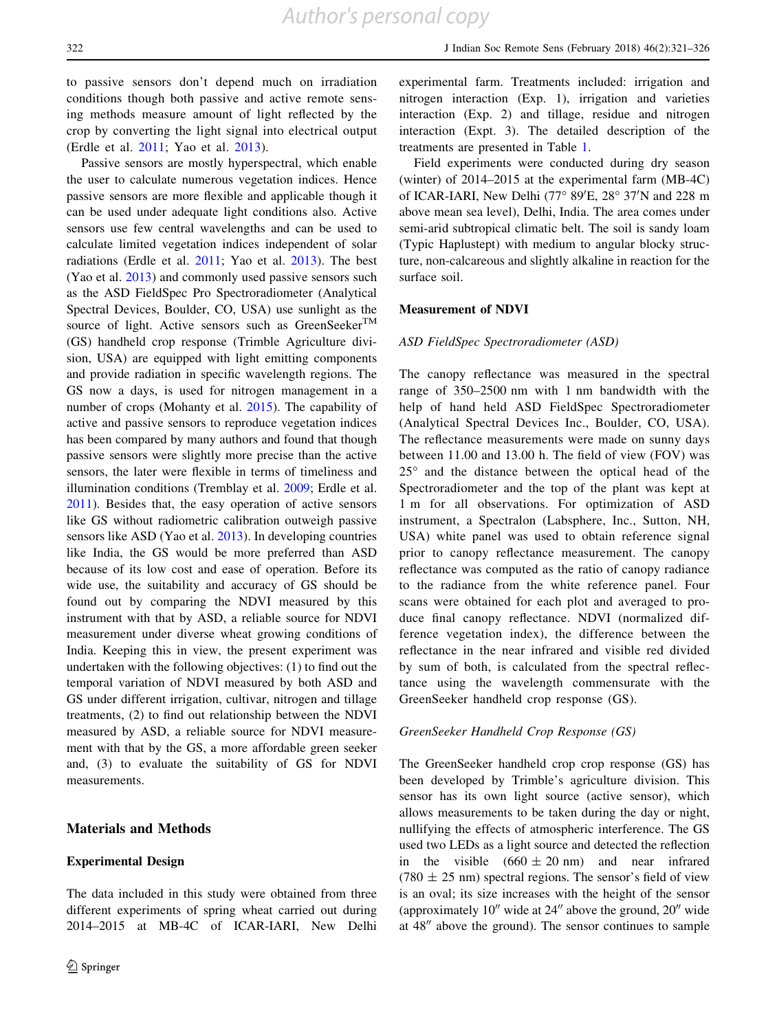to passive sensors don't depend much on irradiation conditions though both passive and active remote sensing methods measure amount of light reflected by the crop by converting the light signal into electrical output (Erdle et al. 2011; Yao et al. 2013).

Passive sensors are mostly hyperspectral, which enable the user to calculate numerous vegetation indices. Hence passive sensors are more flexible and applicable though it can be used under adequate light conditions also. Active sensors use few central wavelengths and can be used to calculate limited vegetation indices independent of solar radiations (Erdle et al. 2011; Yao et al. 2013). The best (Yao et al. 2013) and commonly used passive sensors such as the ASD FieldSpec Pro Spectroradiometer (Analytical Spectral Devices, Boulder, CO, USA) use sunlight as the source of light. Active sensors such as GreenSeeker$^{TM}$ (GS) handheld crop response (Trimble Agriculture division, USA) are equipped with light emitting components and provide radiation in specific wavelength regions. The GS now a days, is used for nitrogen management in a number of crops (Mohanty et al. 2015). The capability of active and passive sensors to reproduce vegetation indices has been compared by many authors and found that though passive sensors were slightly more precise than the active sensors, the later were flexible in terms of timeliness and illumination conditions (Tremblay et al. 2009; Erdle et al. 2011). Besides that, the easy operation of active sensors like GS without radiometric calibration outweigh passive sensors like ASD (Yao et al. 2013). In developing countries like India, the GS would be more preferred than ASD because of its low cost and ease of operation. Before its wide use, the suitability and accuracy of GS should be found out by comparing the NDVI measured by this instrument with that by ASD, a reliable source for NDVI measurement under diverse wheat growing conditions of India. Keeping this in view, the present experiment was undertaken with the following objectives: (1) to find out the temporal variation of NDVI measured by both ASD and GS under different irrigation, cultivar, nitrogen and tillage treatments, (2) to find out relationship between the NDVI measured by ASD, a reliable source for NDVI measurement with that by the GS, a more affordable green seeker and, (3) to evaluate the suitability of GS for NDVI measurements.

## Materials and Methods

### Experimental Design

The data included in this study were obtained from three different experiments of spring wheat carried out during 2014–2015 at MB-4C of ICAR-IARI, New Delhi experimental farm. Treatments included: irrigation and nitrogen interaction (Exp. 1), irrigation and varieties interaction (Exp. 2) and tillage, residue and nitrogen interaction (Expt. 3). The detailed description of the treatments are presented in Table 1.

Field experiments were conducted during dry season (winter) of 2014–2015 at the experimental farm (MB-4C) of ICAR-IARI, New Delhi (77° 89′E, 28° 37′N and 228 m above mean sea level), Delhi, India. The area comes under semi-arid subtropical climatic belt. The soil is sandy loam (Typic Haplustept) with medium to angular blocky structure, non-calcareous and slightly alkaline in reaction for the surface soil.

### Measurement of NDVI

#### *ASD FieldSpec Spectroradiometer (ASD)*

The canopy reflectance was measured in the spectral range of 350–2500 nm with 1 nm bandwidth with the help of hand held ASD FieldSpec Spectroradiometer (Analytical Spectral Devices Inc., Boulder, CO, USA). The reflectance measurements were made on sunny days between 11.00 and 13.00 h. The field of view (FOV) was 25° and the distance between the optical head of the Spectroradiometer and the top of the plant was kept at 1 m for all observations. For optimization of ASD instrument, a Spectralon (Labsphere, Inc., Sutton, NH, USA) white panel was used to obtain reference signal prior to canopy reflectance measurement. The canopy reflectance was computed as the ratio of canopy radiance to the radiance from the white reference panel. Four scans were obtained for each plot and averaged to produce final canopy reflectance. NDVI (normalized difference vegetation index), the difference between the reflectance in the near infrared and visible red divided by sum of both, is calculated from the spectral reflectance using the wavelength commensurate with the GreenSeeker handheld crop response (GS).

#### *GreenSeeker Handheld Crop Response (GS)*

The GreenSeeker handheld crop crop response (GS) has been developed by Trimble's agriculture division. This sensor has its own light source (active sensor), which allows measurements to be taken during the day or night, nullifying the effects of atmospheric interference. The GS used two LEDs as a light source and detected the reflection in the visible (660 ± 20 nm) and near infrared (780 ± 25 nm) spectral regions. The sensor's field of view is an oval; its size increases with the height of the sensor (approximately 10″ wide at 24″ above the ground, 20″ wide at 48″ above the ground). The sensor continues to sample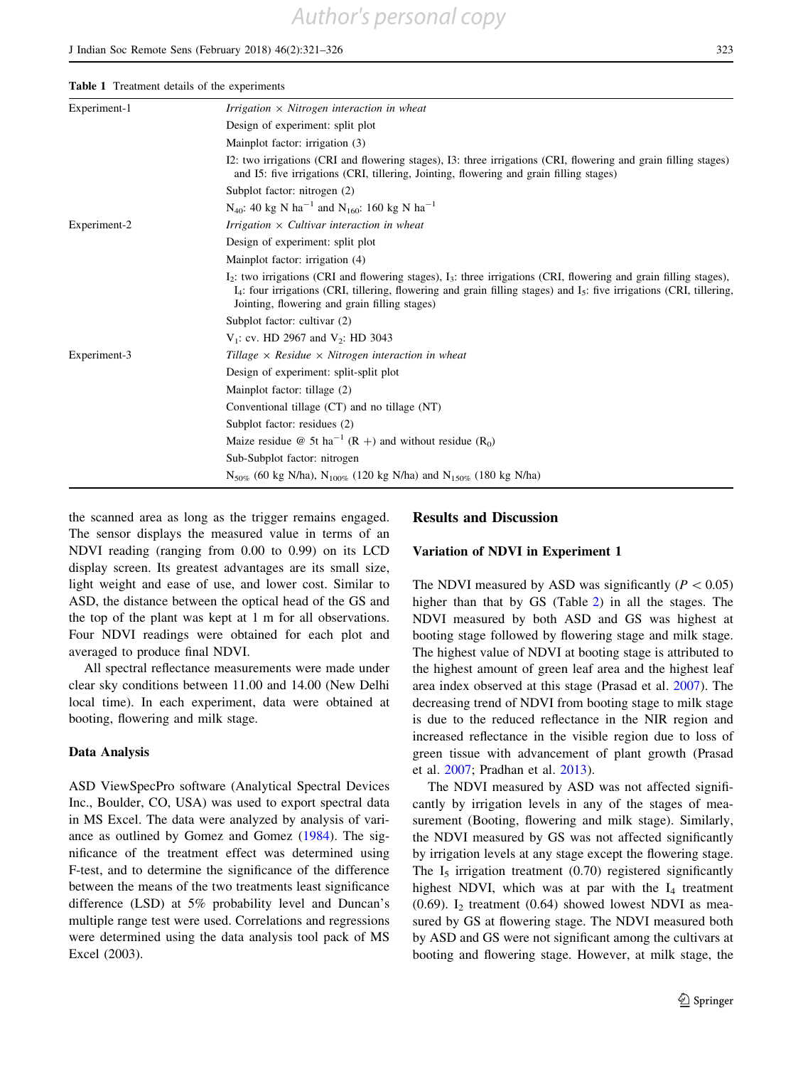**Table 1** Treatment details of the experiments

| | |
|---|---|
| Experiment-1 | *Irrigation × Nitrogen interaction in wheat* |
| | Design of experiment: split plot |
| | Mainplot factor: irrigation (3) |
| | I2: two irrigations (CRI and flowering stages), I3: three irrigations (CRI, flowering and grain filling stages) and I5: five irrigations (CRI, tillering, Jointing, flowering and grain filling stages) |
| | Subplot factor: nitrogen (2) |
| | $N_{40}$: 40 kg N $ha^{-1}$ and $N_{160}$: 160 kg N $ha^{-1}$ |
| Experiment-2 | *Irrigation × Cultivar interaction in wheat* |
| | Design of experiment: split plot |
| | Mainplot factor: irrigation (4) |
| | $I_2$: two irrigations (CRI and flowering stages), $I_3$: three irrigations (CRI, flowering and grain filling stages), $I_4$: four irrigations (CRI, tillering, flowering and grain filling stages) and $I_5$: five irrigations (CRI, tillering, Jointing, flowering and grain filling stages) |
| | Subplot factor: cultivar (2) |
| | $V_1$: cv. HD 2967 and $V_2$: HD 3043 |
| Experiment-3 | *Tillage × Residue × Nitrogen interaction in wheat* |
| | Design of experiment: split-split plot |
| | Mainplot factor: tillage (2) |
| | Conventional tillage (CT) and no tillage (NT) |
| | Subplot factor: residues (2) |
| | Maize residue @ 5t $ha^{-1}$ (R +) and without residue ($R_0$) |
| | Sub-Subplot factor: nitrogen |
| | $N_{50\%}$ (60 kg N/ha), $N_{100\%}$ (120 kg N/ha) and $N_{150\%}$ (180 kg N/ha) |

the scanned area as long as the trigger remains engaged. The sensor displays the measured value in terms of an NDVI reading (ranging from 0.00 to 0.99) on its LCD display screen. Its greatest advantages are its small size, light weight and ease of use, and lower cost. Similar to ASD, the distance between the optical head of the GS and the top of the plant was kept at 1 m for all observations. Four NDVI readings were obtained for each plot and averaged to produce final NDVI.

All spectral reflectance measurements were made under clear sky conditions between 11.00 and 14.00 (New Delhi local time). In each experiment, data were obtained at booting, flowering and milk stage.

### Data Analysis

ASD ViewSpecPro software (Analytical Spectral Devices Inc., Boulder, CO, USA) was used to export spectral data in MS Excel. The data were analyzed by analysis of variance as outlined by Gomez and Gomez (1984). The significance of the treatment effect was determined using F-test, and to determine the significance of the difference between the means of the two treatments least significance difference (LSD) at 5% probability level and Duncan's multiple range test were used. Correlations and regressions were determined using the data analysis tool pack of MS Excel (2003).

## Results and Discussion

### Variation of NDVI in Experiment 1

The NDVI measured by ASD was significantly ($P < 0.05$) higher than that by GS (Table 2) in all the stages. The NDVI measured by both ASD and GS was highest at booting stage followed by flowering stage and milk stage. The highest value of NDVI at booting stage is attributed to the highest amount of green leaf area and the highest leaf area index observed at this stage (Prasad et al. 2007). The decreasing trend of NDVI from booting stage to milk stage is due to the reduced reflectance in the NIR region and increased reflectance in the visible region due to loss of green tissue with advancement of plant growth (Prasad et al. 2007; Pradhan et al. 2013).

The NDVI measured by ASD was not affected significantly by irrigation levels in any of the stages of measurement (Booting, flowering and milk stage). Similarly, the NDVI measured by GS was not affected significantly by irrigation levels at any stage except the flowering stage. The $I_5$ irrigation treatment (0.70) registered significantly highest NDVI, which was at par with the $I_4$ treatment (0.69). $I_2$ treatment (0.64) showed lowest NDVI as measured by GS at flowering stage. The NDVI measured both by ASD and GS were not significant among the cultivars at booting and flowering stage. However, at milk stage, the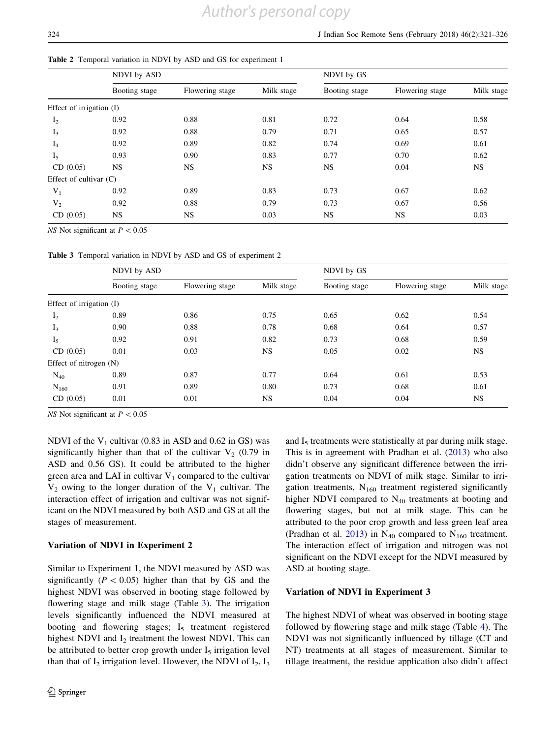**Table 2** Temporal variation in NDVI by ASD and GS for experiment 1

| | NDVI by ASD | | | NDVI by GS | | |
|---|---|---|---|---|---|---|
| | Booting stage | Flowering stage | Milk stage | Booting stage | Flowering stage | Milk stage |
| Effect of irrigation (I) | | | | | | |
| $I_2$ | 0.92 | 0.88 | 0.81 | 0.72 | 0.64 | 0.58 |
| $I_3$ | 0.92 | 0.88 | 0.79 | 0.71 | 0.65 | 0.57 |
| $I_4$ | 0.92 | 0.89 | 0.82 | 0.74 | 0.69 | 0.61 |
| $I_5$ | 0.93 | 0.90 | 0.83 | 0.77 | 0.70 | 0.62 |
| CD (0.05) | NS | NS | NS | NS | 0.04 | NS |
| Effect of cultivar (C) | | | | | | |
| $V_1$ | 0.92 | 0.89 | 0.83 | 0.73 | 0.67 | 0.62 |
| $V_2$ | 0.92 | 0.88 | 0.79 | 0.73 | 0.67 | 0.56 |
| CD (0.05) | NS | NS | 0.03 | NS | NS | 0.03 |

*NS* Not significant at $P < 0.05$

**Table 3** Temporal variation in NDVI by ASD and GS of experiment 2

| | NDVI by ASD | | | NDVI by GS | | |
|---|---|---|---|---|---|---|
| | Booting stage | Flowering stage | Milk stage | Booting stage | Flowering stage | Milk stage |
| Effect of irrigation (I) | | | | | | |
| $I_2$ | 0.89 | 0.86 | 0.75 | 0.65 | 0.62 | 0.54 |
| $I_3$ | 0.90 | 0.88 | 0.78 | 0.68 | 0.64 | 0.57 |
| $I_5$ | 0.92 | 0.91 | 0.82 | 0.73 | 0.68 | 0.59 |
| CD (0.05) | 0.01 | 0.03 | NS | 0.05 | 0.02 | NS |
| Effect of nitrogen (N) | | | | | | |
| $N_{40}$ | 0.89 | 0.87 | 0.77 | 0.64 | 0.61 | 0.53 |
| $N_{160}$ | 0.91 | 0.89 | 0.80 | 0.73 | 0.68 | 0.61 |
| CD (0.05) | 0.01 | 0.01 | NS | 0.04 | 0.04 | NS |

*NS* Not significant at $P < 0.05$

NDVI of the $V_1$ cultivar (0.83 in ASD and 0.62 in GS) was significantly higher than that of the cultivar $V_2$ (0.79 in ASD and 0.56 GS). It could be attributed to the higher green area and LAI in cultivar $V_1$ compared to the cultivar $V_2$ owing to the longer duration of the $V_1$ cultivar. The interaction effect of irrigation and cultivar was not significant on the NDVI measured by both ASD and GS at all the stages of measurement.

### Variation of NDVI in Experiment 2

Similar to Experiment 1, the NDVI measured by ASD was significantly ($P < 0.05$) higher than that by GS and the highest NDVI was observed in booting stage followed by flowering stage and milk stage (Table 3). The irrigation levels significantly influenced the NDVI measured at booting and flowering stages; $I_5$ treatment registered highest NDVI and $I_2$ treatment the lowest NDVI. This can be attributed to better crop growth under $I_5$ irrigation level than that of $I_2$ irrigation level. However, the NDVI of $I_2$, $I_3$ and $I_5$ treatments were statistically at par during milk stage. This is in agreement with Pradhan et al. (2013) who also didn't observe any significant difference between the irrigation treatments on NDVI of milk stage. Similar to irrigation treatments, $N_{160}$ treatment registered significantly higher NDVI compared to $N_{40}$ treatments at booting and flowering stages, but not at milk stage. This can be attributed to the poor crop growth and less green leaf area (Pradhan et al. 2013) in $N_{40}$ compared to $N_{160}$ treatment. The interaction effect of irrigation and nitrogen was not significant on the NDVI except for the NDVI measured by ASD at booting stage.

### Variation of NDVI in Experiment 3

The highest NDVI of wheat was observed in booting stage followed by flowering stage and milk stage (Table 4). The NDVI was not significantly influenced by tillage (CT and NT) treatments at all stages of measurement. Similar to tillage treatment, the residue application also didn't affect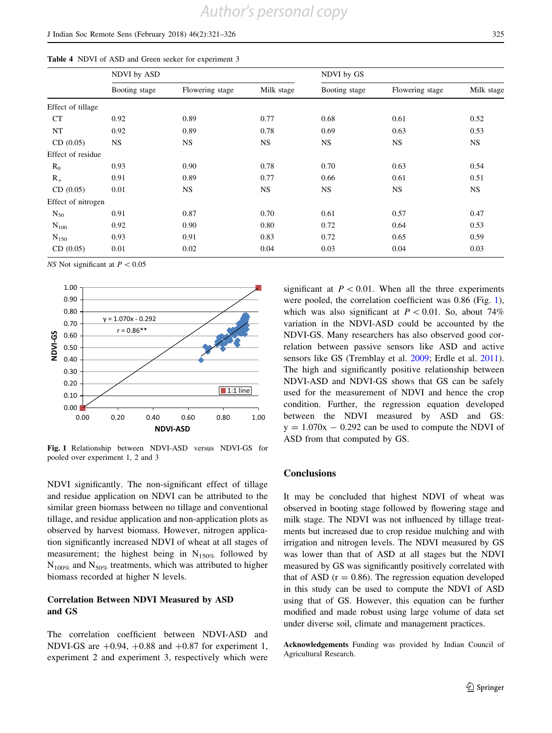**Table 4** NDVI of ASD and Green seeker for experiment 3

| | NDVI by ASD | | | NDVI by GS | | |
|---|---|---|---|---|---|---|
| | Booting stage | Flowering stage | Milk stage | Booting stage | Flowering stage | Milk stage |
| Effect of tillage | | | | | | |
| CT | 0.92 | 0.89 | 0.77 | 0.68 | 0.61 | 0.52 |
| NT | 0.92 | 0.89 | 0.78 | 0.69 | 0.63 | 0.53 |
| CD (0.05) | NS | NS | NS | NS | NS | NS |
| Effect of residue | | | | | | |
| $R_0$ | 0.93 | 0.90 | 0.78 | 0.70 | 0.63 | 0.54 |
| $R_+$ | 0.91 | 0.89 | 0.77 | 0.66 | 0.61 | 0.51 |
| CD (0.05) | 0.01 | NS | NS | NS | NS | NS |
| Effect of nitrogen | | | | | | |
| $N_{50}$ | 0.91 | 0.87 | 0.70 | 0.61 | 0.57 | 0.47 |
| $N_{100}$ | 0.92 | 0.90 | 0.80 | 0.72 | 0.64 | 0.53 |
| $N_{150}$ | 0.93 | 0.91 | 0.83 | 0.72 | 0.65 | 0.59 |
| CD (0.05) | 0.01 | 0.02 | 0.04 | 0.03 | 0.04 | 0.03 |

*NS* Not significant at $P < 0.05$

**Fig. 1** Relationship between NDVI-ASD versus NDVI-GS for pooled over experiment 1, 2 and 3

NDVI significantly. The non-significant effect of tillage and residue application on NDVI can be attributed to the similar green biomass between no tillage and conventional tillage, and residue application and non-application plots as observed by harvest biomass. However, nitrogen application significantly increased NDVI of wheat at all stages of measurement; the highest being in $N_{150\%}$ followed by $N_{100\%}$ and $N_{50\%}$ treatments, which was attributed to higher biomass recorded at higher N levels.

## Correlation Between NDVI Measured by ASD and GS

The correlation coefficient between NDVI-ASD and NDVI-GS are +0.94, +0.88 and +0.87 for experiment 1, experiment 2 and experiment 3, respectively which were significant at $P < 0.01$. When all the three experiments were pooled, the correlation coefficient was 0.86 (Fig. 1), which was also significant at $P < 0.01$. So, about 74% variation in the NDVI-ASD could be accounted by the NDVI-GS. Many researchers has also observed good correlation between passive sensors like ASD and active sensors like GS (Tremblay et al. 2009; Erdle et al. 2011). The high and significantly positive relationship between NDVI-ASD and NDVI-GS shows that GS can be safely used for the measurement of NDVI and hence the crop condition. Further, the regression equation developed between the NDVI measured by ASD and GS: $y = 1.070x - 0.292$ can be used to compute the NDVI of ASD from that computed by GS.

## Conclusions

It may be concluded that highest NDVI of wheat was observed in booting stage followed by flowering stage and milk stage. The NDVI was not influenced by tillage treatments but increased due to crop residue mulching and with irrigation and nitrogen levels. The NDVI measured by GS was lower than that of ASD at all stages but the NDVI measured by GS was significantly positively correlated with that of ASD ($r = 0.86$). The regression equation developed in this study can be used to compute the NDVI of ASD using that of GS. However, this equation can be further modified and made robust using large volume of data set under diverse soil, climate and management practices.

**Acknowledgements** Funding was provided by Indian Council of Agricultural Research.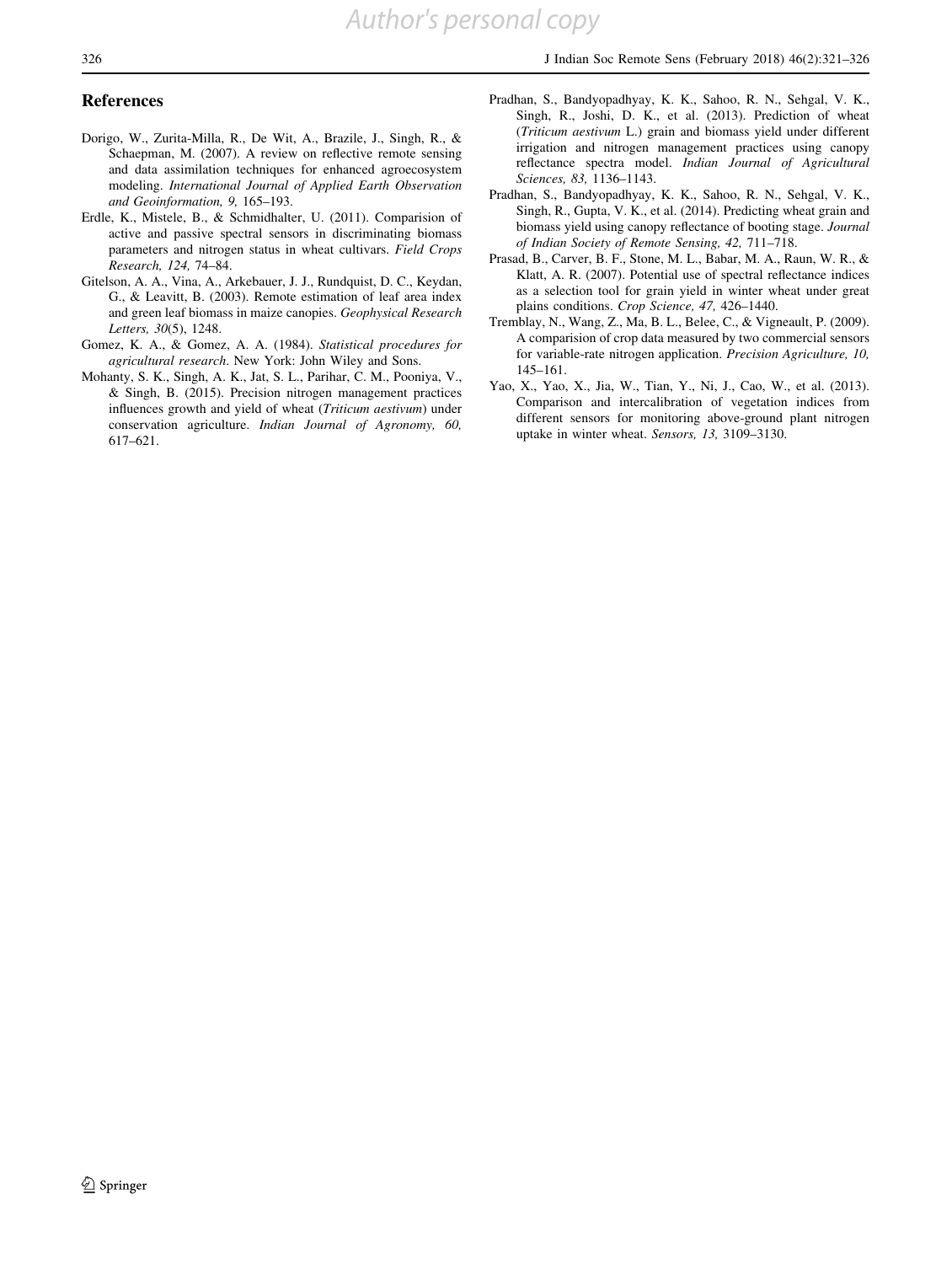## References

Dorigo, W., Zurita-Milla, R., De Wit, A., Brazile, J., Singh, R., & Schaepman, M. (2007). A review on reflective remote sensing and data assimilation techniques for enhanced agroecosystem modeling. *International Journal of Applied Earth Observation and Geoinformation, 9,* 165–193.

Erdle, K., Mistele, B., & Schmidhalter, U. (2011). Comparision of active and passive spectral sensors in discriminating biomass parameters and nitrogen status in wheat cultivars. *Field Crops Research, 124,* 74–84.

Gitelson, A. A., Vina, A., Arkebauer, J. J., Rundquist, D. C., Keydan, G., & Leavitt, B. (2003). Remote estimation of leaf area index and green leaf biomass in maize canopies. *Geophysical Research Letters, 30*(5), 1248.

Gomez, K. A., & Gomez, A. A. (1984). *Statistical procedures for agricultural research*. New York: John Wiley and Sons.

Mohanty, S. K., Singh, A. K., Jat, S. L., Parihar, C. M., Pooniya, V., & Singh, B. (2015). Precision nitrogen management practices influences growth and yield of wheat (*Triticum aestivum*) under conservation agriculture. *Indian Journal of Agronomy, 60,* 617–621.

Pradhan, S., Bandyopadhyay, K. K., Sahoo, R. N., Sehgal, V. K., Singh, R., Joshi, D. K., et al. (2013). Prediction of wheat (*Triticum aestivum* L.) grain and biomass yield under different irrigation and nitrogen management practices using canopy reflectance spectra model. *Indian Journal of Agricultural Sciences, 83,* 1136–1143.

Pradhan, S., Bandyopadhyay, K. K., Sahoo, R. N., Sehgal, V. K., Singh, R., Gupta, V. K., et al. (2014). Predicting wheat grain and biomass yield using canopy reflectance of booting stage. *Journal of Indian Society of Remote Sensing, 42,* 711–718.

Prasad, B., Carver, B. F., Stone, M. L., Babar, M. A., Raun, W. R., & Klatt, A. R. (2007). Potential use of spectral reflectance indices as a selection tool for grain yield in winter wheat under great plains conditions. *Crop Science, 47,* 426–1440.

Tremblay, N., Wang, Z., Ma, B. L., Belee, C., & Vigneault, P. (2009). A comparision of crop data measured by two commercial sensors for variable-rate nitrogen application. *Precision Agriculture, 10,* 145–161.

Yao, X., Yao, X., Jia, W., Tian, Y., Ni, J., Cao, W., et al. (2013). Comparison and intercalibration of vegetation indices from different sensors for monitoring above-ground plant nitrogen uptake in winter wheat. *Sensors, 13,* 3109–3130.